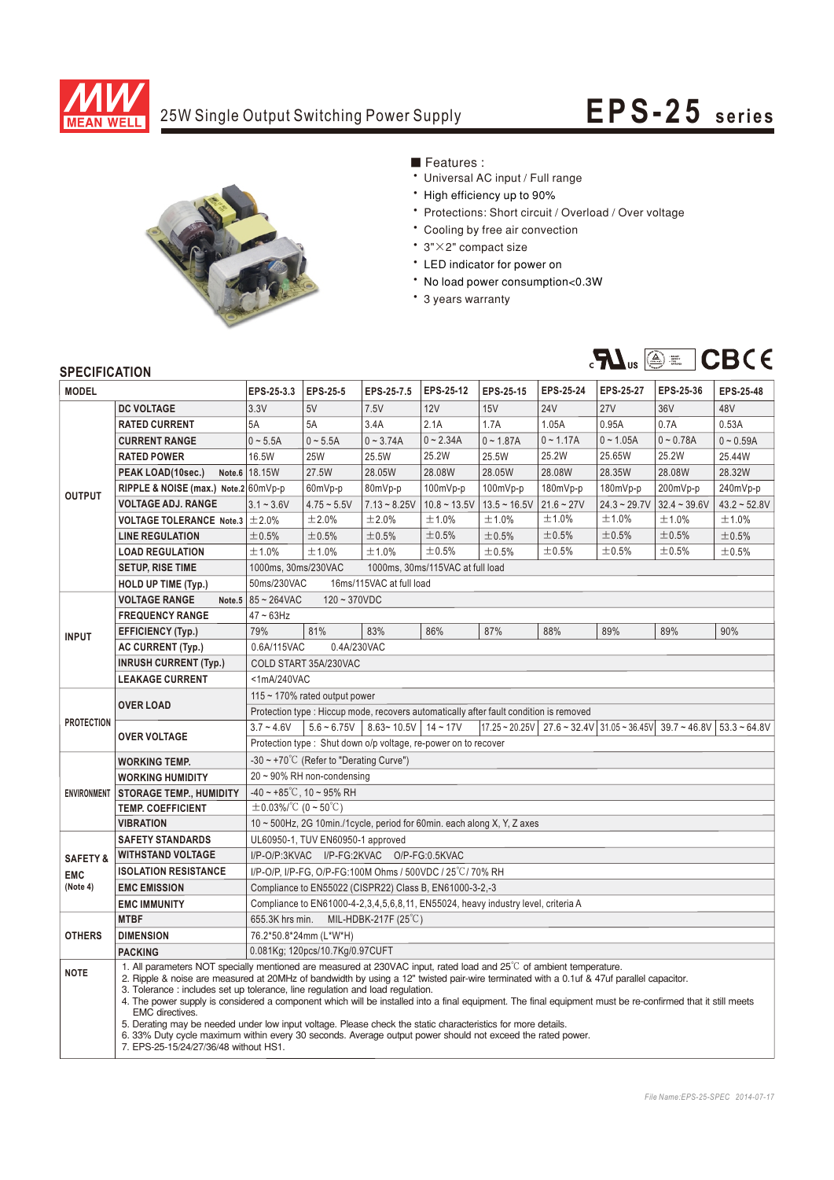# 25W Single Output Switching Power Supply

# EPS-25 series

## ■ Features :

- Universal AC input / Full range
- High efficiency up to 90%
- Protections: Short circuit / Overload / Over voltage
- Cooling by free air convection
- 3"×2" compact size
- LED indicator for power on
- No load power consumption<0.3W
- 3 years warranty

## SPECIFICATION

| MODEL | | EPS-25-3.3 | EPS-25-5 | EPS-25-7.5 | EPS-25-12 | EPS-25-15 | EPS-25-24 | EPS-25-27 | EPS-25-36 | EPS-25-48 |
|---|---|---|---|---|---|---|---|---|---|---|
| OUTPUT | DC VOLTAGE | 3.3V | 5V | 7.5V | 12V | 15V | 24V | 27V | 36V | 48V |
| | RATED CURRENT | 5A | 5A | 3.4A | 2.1A | 1.7A | 1.05A | 0.95A | 0.7A | 0.53A |
| | CURRENT RANGE | 0 ~ 5.5A | 0 ~ 5.5A | 0 ~ 3.74A | 0 ~ 2.34A | 0 ~ 1.87A | 0 ~ 1.17A | 0 ~ 1.05A | 0 ~ 0.78A | 0 ~ 0.59A |
| | RATED POWER | 16.5W | 25W | 25.5W | 25.2W | 25.5W | 25.2W | 25.65W | 25.2W | 25.44W |
| | PEAK LOAD(10sec.) Note.6 | 18.15W | 27.5W | 28.05W | 28.08W | 28.05W | 28.08W | 28.35W | 28.08W | 28.32W |
| | RIPPLE & NOISE (max.) Note.2 | 60mVp-p | 60mVp-p | 80mVp-p | 100mVp-p | 100mVp-p | 180mVp-p | 180mVp-p | 200mVp-p | 240mVp-p |
| | VOLTAGE ADJ. RANGE | 3.1 ~ 3.6V | 4.75 ~ 5.5V | 7.13 ~ 8.25V | 10.8 ~ 13.5V | 13.5 ~ 16.5V | 21.6 ~ 27V | 24.3 ~ 29.7V | 32.4 ~ 39.6V | 43.2 ~ 52.8V |
| | VOLTAGE TOLERANCE Note.3 | ±2.0% | ±2.0% | ±2.0% | ±1.0% | ±1.0% | ±1.0% | ±1.0% | ±1.0% | ±1.0% |
| | LINE REGULATION | ±0.5% | ±0.5% | ±0.5% | ±0.5% | ±0.5% | ±0.5% | ±0.5% | ±0.5% | ±0.5% |
| | LOAD REGULATION | ±1.0% | ±1.0% | ±1.0% | ±0.5% | ±0.5% | ±0.5% | ±0.5% | ±0.5% | ±0.5% |
| | SETUP, RISE TIME | 1000ms, 30ms/230VAC 1000ms, 30ms/115VAC at full load | | | | | | | | |
| | HOLD UP TIME (Typ.) | 50ms/230VAC 16ms/115VAC at full load | | | | | | | | |
| INPUT | VOLTAGE RANGE Note.5 | 85 ~ 264VAC 120 ~ 370VDC | | | | | | | | |
| | FREQUENCY RANGE | 47 ~ 63Hz | | | | | | | | |
| | EFFICIENCY (Typ.) | 79% | 81% | 83% | 86% | 87% | 88% | 89% | 89% | 90% |
| | AC CURRENT (Typ.) | 0.6A/115VAC 0.4A/230VAC | | | | | | | | |
| | INRUSH CURRENT (Typ.) | COLD START 35A/230VAC | | | | | | | | |
| | LEAKAGE CURRENT | <1mA/240VAC | | | | | | | | |
| PROTECTION | OVER LOAD | 115 ~ 170% rated output power | | | | | | | | |
| | | Protection type : Hiccup mode, recovers automatically after fault condition is removed | | | | | | | | |
| | OVER VOLTAGE | 3.7 ~ 4.6V | 5.6 ~ 6.75V | 8.63~ 10.5V | 14 ~ 17V | 17.25 ~ 20.25V | 27.6 ~ 32.4V | 31.05 ~ 36.45V | 39.7 ~ 46.8V | 53.3 ~ 64.8V |
| | | Protection type : Shut down o/p voltage, re-power on to recover | | | | | | | | |
| ENVIRONMENT | WORKING TEMP. | -30 ~ +70℃ (Refer to "Derating Curve") | | | | | | | | |
| | WORKING HUMIDITY | 20 ~ 90% RH non-condensing | | | | | | | | |
| | STORAGE TEMP., HUMIDITY | -40 ~ +85℃, 10 ~ 95% RH | | | | | | | | |
| | TEMP. COEFFICIENT | ±0.03%/℃ (0 ~ 50℃) | | | | | | | | |
| | VIBRATION | 10 ~ 500Hz, 2G 10min./1cycle, period for 60min. each along X, Y, Z axes | | | | | | | | |
| SAFETY & EMC (Note 4) | SAFETY STANDARDS | UL60950-1, TUV EN60950-1 approved | | | | | | | | |
| | WITHSTAND VOLTAGE | I/P-O/P:3KVAC I/P-FG:2KVAC O/P-FG:0.5KVAC | | | | | | | | |
| | ISOLATION RESISTANCE | I/P-O/P, I/P-FG, O/P-FG:100M Ohms / 500VDC / 25℃/ 70% RH | | | | | | | | |
| | EMC EMISSION | Compliance to EN55022 (CISPR22) Class B, EN61000-3-2,-3 | | | | | | | | |
| | EMC IMMUNITY | Compliance to EN61000-4-2,3,4,5,6,8,11, EN55024, heavy industry level, criteria A | | | | | | | | |
| OTHERS | MTBF | 655.3K hrs min. MIL-HDBK-217F (25℃) | | | | | | | | |
| | DIMENSION | 76.2*50.8*24mm (L*W*H) | | | | | | | | |
| | PACKING | 0.081Kg; 120pcs/10.7Kg/0.97CUFT | | | | | | | | |

**NOTE**

1. All parameters NOT specially mentioned are measured at 230VAC input, rated load and 25℃ of ambient temperature.
2. Ripple & noise are measured at 20MHz of bandwidth by using a 12" twisted pair-wire terminated with a 0.1uf & 47uf parallel capacitor.
3. Tolerance : includes set up tolerance, line regulation and load regulation.
4. The power supply is considered a component which will be installed into a final equipment. The final equipment must be re-confirmed that it still meets EMC directives.
5. Derating may be needed under low input voltage. Please check the static characteristics for more details.
6. 33% Duty cycle maximum within every 30 seconds. Average output power should not exceed the rated power.
7. EPS-25-15/24/27/36/48 without HS1.

File Name:EPS-25-SPEC 2014-07-17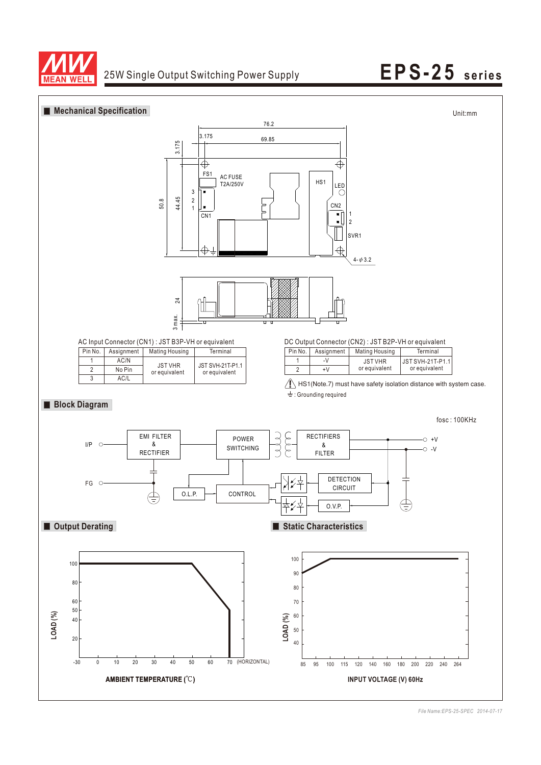25W Single Output Switching Power Supply

# EPS-25 series

## Mechanical Specification

Unit:mm

76.2
3.175
69.85
3.175
50.8
44.45
FS1
AC FUSE
T2A/250V
HS1
LED
3
2
1
CN1
CN2
1
2
SVR1
4-φ3.2
24
3 max.

AC Input Connector (CN1) : JST B3P-VH or equivalent

| Pin No. | Assignment | Mating Housing | Terminal |
|---|---|---|---|
| 1 | AC/N | JST VHR or equivalent | JST SVH-21T-P1.1 or equivalent |
| 2 | No Pin | | |
| 3 | AC/L | | |

DC Output Connector (CN2) : JST B2P-VH or equivalent

| Pin No. | Assignment | Mating Housing | Terminal |
|---|---|---|---|
| 1 | -V | JST VHR or equivalent | JST SVH-21T-P1.1 or equivalent |
| 2 | +V | | |

HS1(Note.7) must have safety isolation distance with system case.

⏚ : Grounding required

## Block Diagram

fosc : 100KHz

I/P
FG
EMI FILTER & RECTIFIER
POWER SWITCHING
RECTIFIERS & FILTER
+V
-V
DETECTION CIRCUIT
O.L.P.
CONTROL
O.V.P.

## Output Derating

LOAD (%)
100
80
60
50
40
20
-30
0
10
20
30
40
50
60
70 (HORIZONTAL)
AMBIENT TEMPERATURE (℃)

## Static Characteristics

LOAD (%)
100
90
80
70
60
50
40
85
95
100
115
120
140
160
180
200
220
240
264
INPUT VOLTAGE (V) 60Hz

File Name:EPS-25-SPEC 2014-07-17